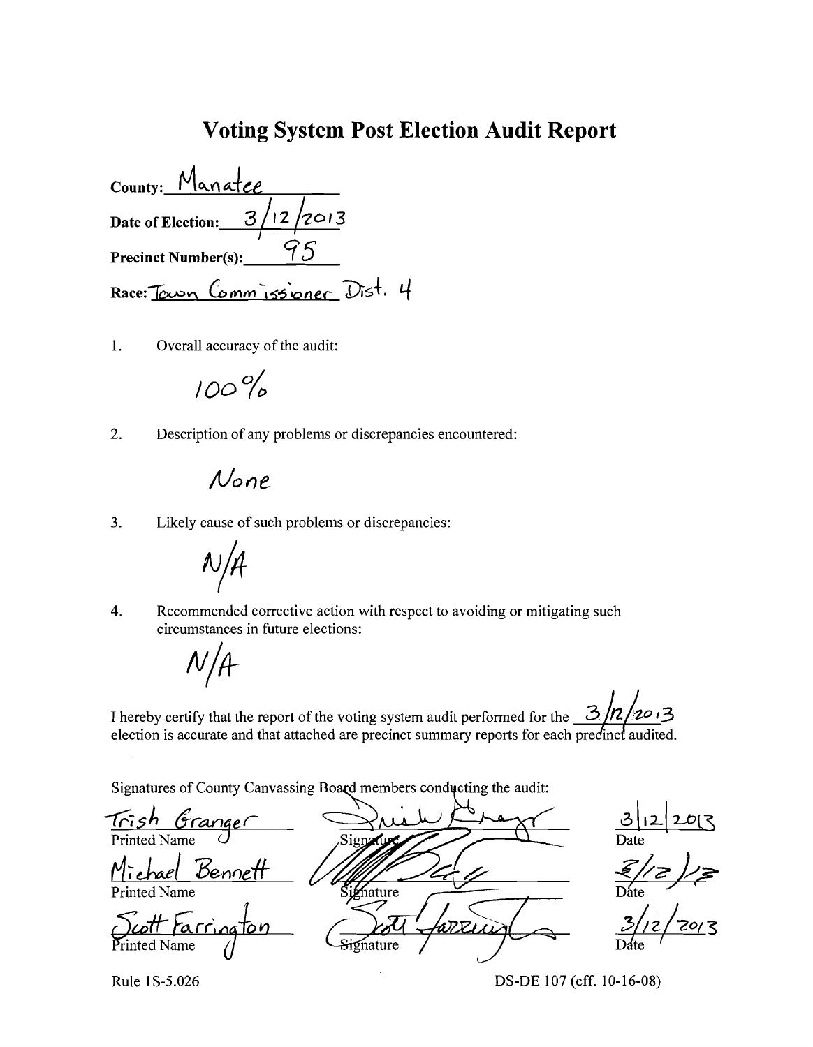# Voting System Post Election Audit Report

**County:** Manatee

**Date of Election:** 3/12/2013

**Precinct Number(s):** 95

**Race:** Town Commissioner Dist. 4

1. Overall accuracy of the audit:

   100%

2. Description of any problems or discrepancies encountered:

   None

3. Likely cause of such problems or discrepancies:

   N/A

4. Recommended corrective action with respect to avoiding or mitigating such circumstances in future elections:

   N/A

I hereby certify that the report of the voting system audit performed for the 3/12/2013 election is accurate and that attached are precinct summary reports for each precinct audited.

Signatures of County Canvassing Board members conducting the audit:

| Printed Name | Signature | Date |
|---|---|---|
| Trish Granger | [signature] | 3/12/2013 |
| Michael Bennett | [signature] | 3/12/13 |
| Scott Farrington | [signature] | 3/12/2013 |

Rule 1S-5.026

DS-DE 107 (eff. 10-16-08)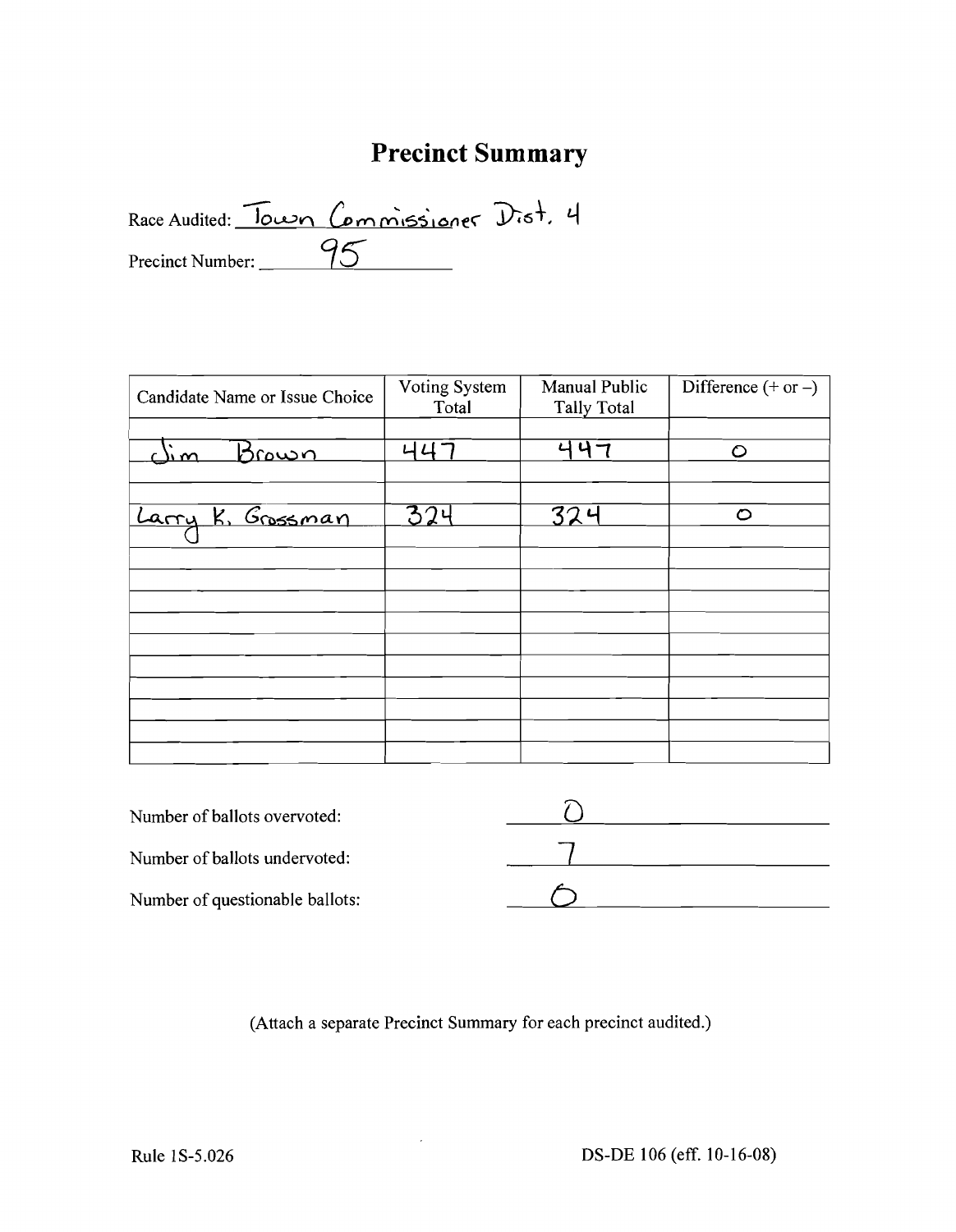# Precinct Summary

Race Audited: Town Commissioner Dist. 4

Precinct Number: 95

| Candidate Name or Issue Choice | Voting System Total | Manual Public Tally Total | Difference (+ or –) |
|---|---|---|---|
| Jim Brown | 447 | 447 | 0 |
| Larry K. Grossman | 324 | 324 | 0 |
| | | | |
| | | | |
| | | | |
| | | | |
| | | | |
| | | | |
| | | | |
| | | | |

Number of ballots overvoted: 0

Number of ballots undervoted: 7

Number of questionable ballots: 0

(Attach a separate Precinct Summary for each precinct audited.)

Rule 1S-5.026

DS-DE 106 (eff. 10-16-08)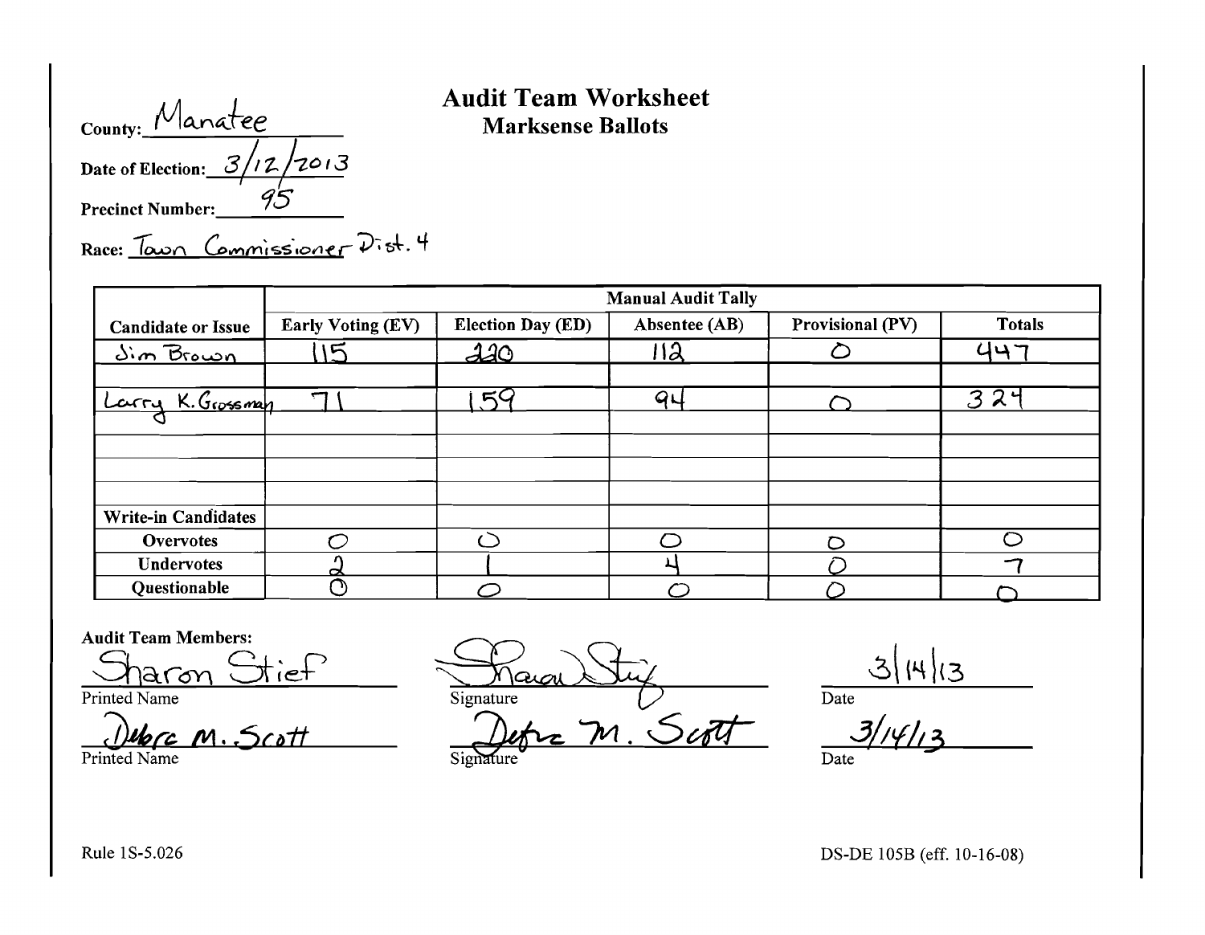# Audit Team Worksheet
## Marksense Ballots

**County:** Manatee

**Date of Election:** 3/12/2013

**Precinct Number:** 95

**Race:** Town Commissioner Dist. 4

| Candidate or Issue | Manual Audit Tally | | | | |
|---|---|---|---|---|---|
| | Early Voting (EV) | Election Day (ED) | Absentee (AB) | Provisional (PV) | Totals |
| Jim Brown | 115 | 220 | 112 | 0 | 447 |
| | | | | | |
| Larry K. Grossman | 71 | 159 | 94 | 0 | 324 |
| | | | | | |
| | | | | | |
| | | | | | |
| | | | | | |
| **Write-in Candidates** | | | | | |
| **Overvotes** | 0 | 0 | 0 | 0 | 0 |
| **Undervotes** | 2 | 1 | 4 | 0 | 7 |
| **Questionable** | 0 | 0 | 0 | 0 | 0 |

**Audit Team Members:**

| Printed Name | Signature | Date |
|---|---|---|
| Sharon Stief | Sharon Stief | 3/14/13 |
| Debra M. Scott | Debra M. Scott | 3/14/13 |

Rule 1S-5.026

DS-DE 105B (eff. 10-16-08)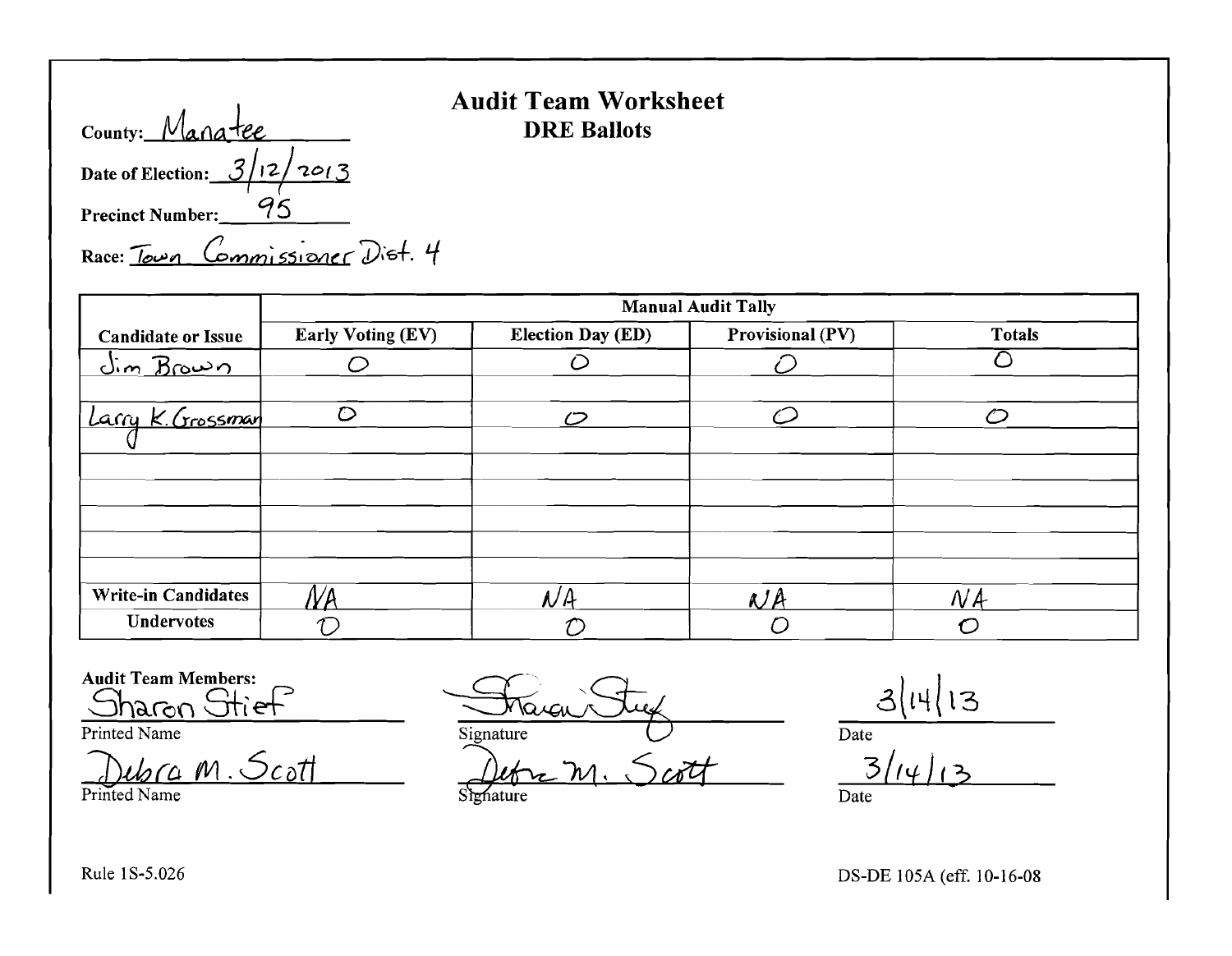# Audit Team Worksheet

## DRE Ballots

County: Manatee

Date of Election: 3/12/2013

Precinct Number: 95

Race: Town Commissioner Dist. 4

| Candidate or Issue | Manual Audit Tally | | | |
|---|---|---|---|---|
| | Early Voting (EV) | Election Day (ED) | Provisional (PV) | Totals |
| Jim Brown | 0 | 0 | 0 | 0 |
| | | | | |
| Larry K. Grossman | 0 | 0 | 0 | 0 |
| | | | | |
| | | | | |
| | | | | |
| | | | | |
| | | | | |
| | | | | |
| Write-in Candidates | NA | NA | NA | NA |
| Undervotes | 0 | 0 | 0 | 0 |

Audit Team Members:

| Printed Name | Signature | Date |
|---|---|---|
| Sharon Stief | Sharon Stief | 3/14/13 |
| Debra M. Scott | Debra M. Scott | 3/14/13 |

Rule 1S-5.026

DS-DE 105A (eff. 10-16-08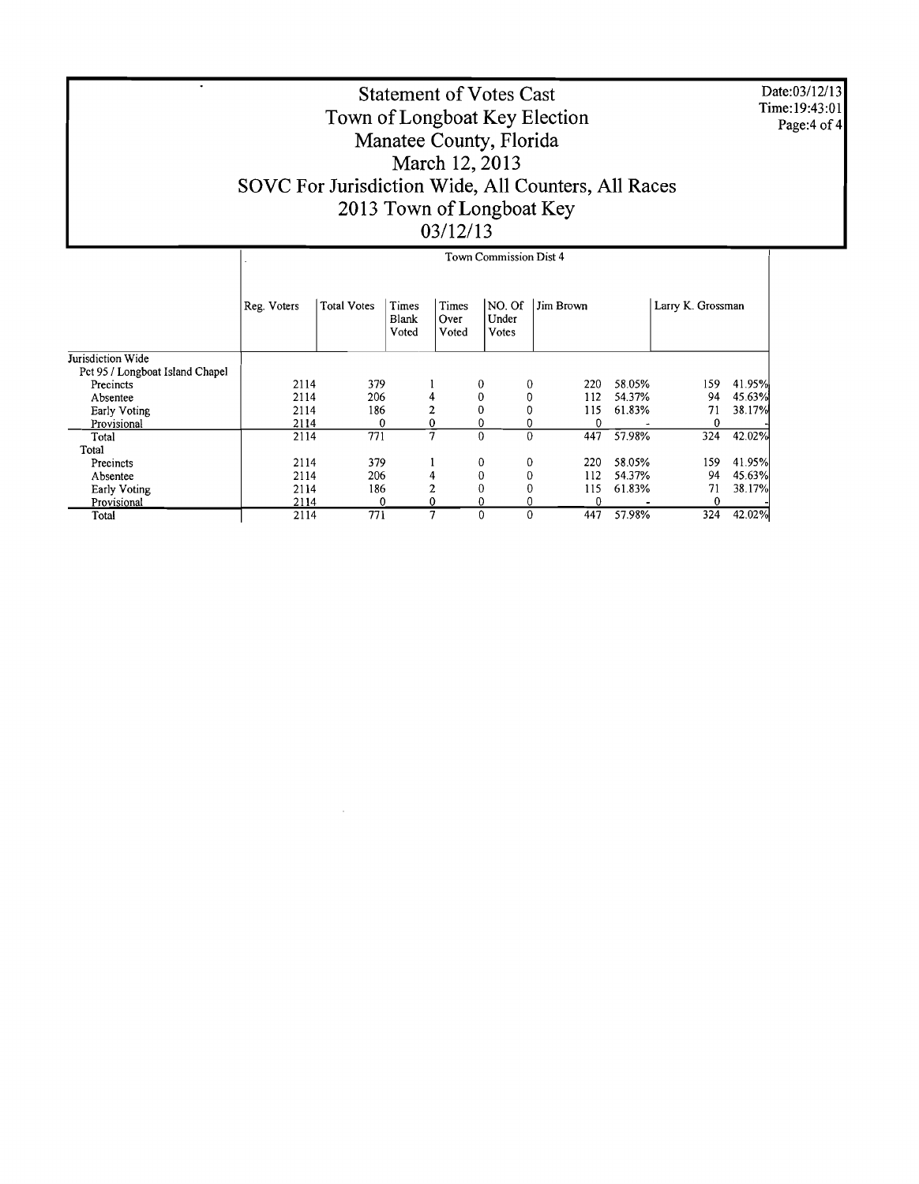# Statement of Votes Cast
# Town of Longboat Key Election
# Manatee County, Florida
# March 12, 2013
# SOVC For Jurisdiction Wide, All Counters, All Races
# 2013 Town of Longboat Key
# 03/12/13

Date:03/12/13
Time:19:43:01

| | Town Commission Dist 4 | | | | | | | | |
|---|---|---|---|---|---|---|---|---|---|
| | Reg. Voters | Total Votes | Times Blank Voted | Times Over Voted | NO. Of Under Votes | Jim Brown | | Larry K. Grossman | |
| **Jurisdiction Wide** | | | | | | | | | |
| Pct 95 / Longboat Island Chapel | | | | | | | | | |
| Precincts | 2114 | 379 | 1 | 0 | 0 | 220 | 58.05% | 159 | 41.95% |
| Absentee | 2114 | 206 | 4 | 0 | 0 | 112 | 54.37% | 94 | 45.63% |
| Early Voting | 2114 | 186 | 2 | 0 | 0 | 115 | 61.83% | 71 | 38.17% |
| Provisional | 2114 | 0 | 0 | 0 | 0 | 0 | - | 0 | - |
| Total | 2114 | 771 | 7 | 0 | 0 | 447 | 57.98% | 324 | 42.02% |
| **Total** | | | | | | | | | |
| Precincts | 2114 | 379 | 1 | 0 | 0 | 220 | 58.05% | 159 | 41.95% |
| Absentee | 2114 | 206 | 4 | 0 | 0 | 112 | 54.37% | 94 | 45.63% |
| Early Voting | 2114 | 186 | 2 | 0 | 0 | 115 | 61.83% | 71 | 38.17% |
| Provisional | 2114 | 0 | 0 | 0 | 0 | 0 | - | 0 | - |
| Total | 2114 | 771 | 7 | 0 | 0 | 447 | 57.98% | 324 | 42.02% |